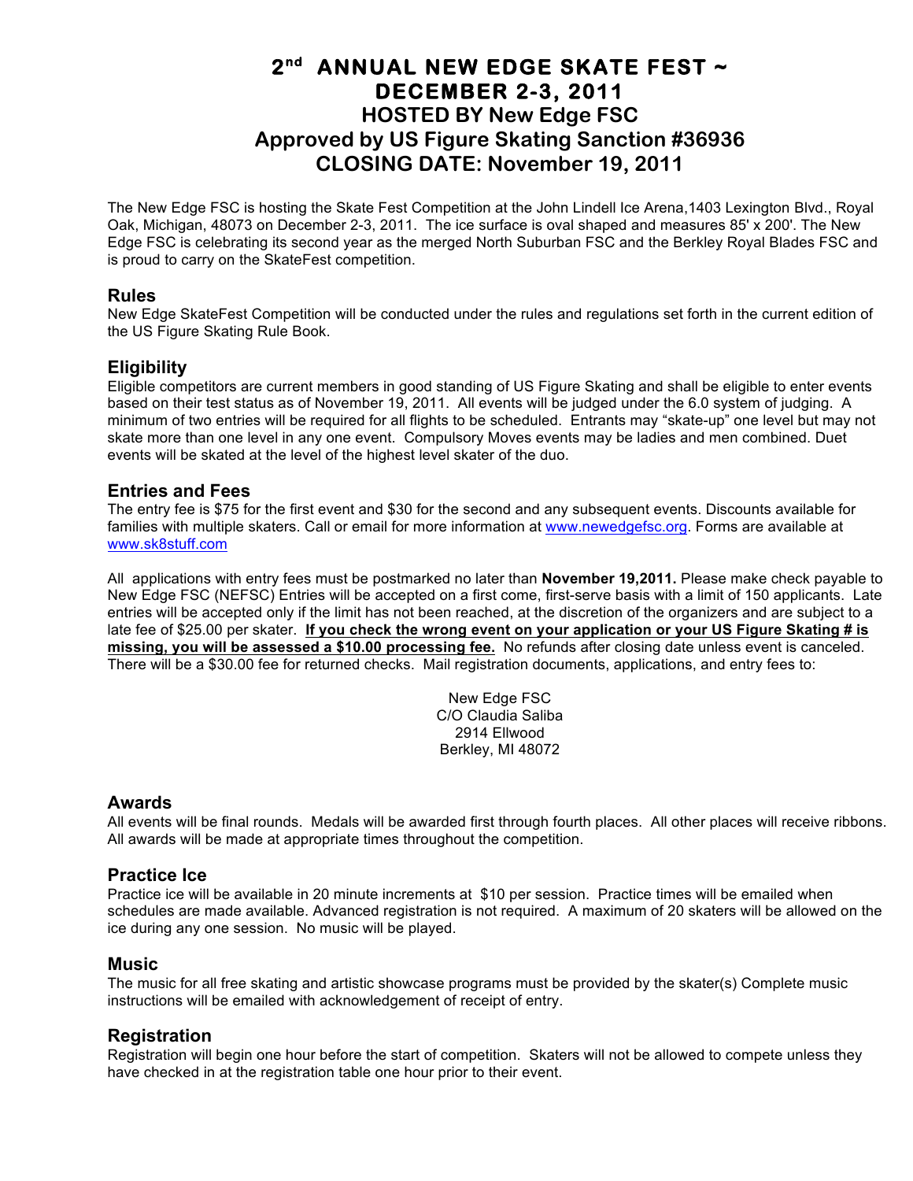# 2[nd] ANNUAL NEW EDGE SKATE FEST ~ DECEMBER 2-3, 2011
## HOSTED BY New Edge FSC
## Approved by US Figure Skating Sanction #36936
## CLOSING DATE: November 19, 2011

The New Edge FSC is hosting the Skate Fest Competition at the John Lindell Ice Arena,1403 Lexington Blvd., Royal Oak, Michigan, 48073 on December 2-3, 2011. The ice surface is oval shaped and measures 85' x 200'. The New Edge FSC is celebrating its second year as the merged North Suburban FSC and the Berkley Royal Blades FSC and is proud to carry on the SkateFest competition.

### Rules

New Edge SkateFest Competition will be conducted under the rules and regulations set forth in the current edition of the US Figure Skating Rule Book.

### Eligibility

Eligible competitors are current members in good standing of US Figure Skating and shall be eligible to enter events based on their test status as of November 19, 2011. All events will be judged under the 6.0 system of judging. A minimum of two entries will be required for all flights to be scheduled. Entrants may "skate-up" one level but may not skate more than one level in any one event. Compulsory Moves events may be ladies and men combined. Duet events will be skated at the level of the highest level skater of the duo.

### Entries and Fees

The entry fee is $75 for the first event and $30 for the second and any subsequent events. Discounts available for families with multiple skaters. Call or email for more information at www.newedgefsc.org. Forms are available at www.sk8stuff.com

All applications with entry fees must be postmarked no later than **November 19,2011.** Please make check payable to New Edge FSC (NEFSC) Entries will be accepted on a first come, first-serve basis with a limit of 150 applicants. Late entries will be accepted only if the limit has not been reached, at the discretion of the organizers and are subject to a late fee of $25.00 per skater. **If you check the wrong event on your application or your US Figure Skating # is missing, you will be assessed a $10.00 processing fee.** No refunds after closing date unless event is canceled. There will be a $30.00 fee for returned checks. Mail registration documents, applications, and entry fees to:

New Edge FSC
C/O Claudia Saliba
2914 Ellwood
Berkley, MI 48072

### Awards

All events will be final rounds. Medals will be awarded first through fourth places. All other places will receive ribbons. All awards will be made at appropriate times throughout the competition.

### Practice Ice

Practice ice will be available in 20 minute increments at $10 per session. Practice times will be emailed when schedules are made available. Advanced registration is not required. A maximum of 20 skaters will be allowed on the ice during any one session. No music will be played.

### Music

The music for all free skating and artistic showcase programs must be provided by the skater(s) Complete music instructions will be emailed with acknowledgement of receipt of entry.

### Registration

Registration will begin one hour before the start of competition. Skaters will not be allowed to compete unless they have checked in at the registration table one hour prior to their event.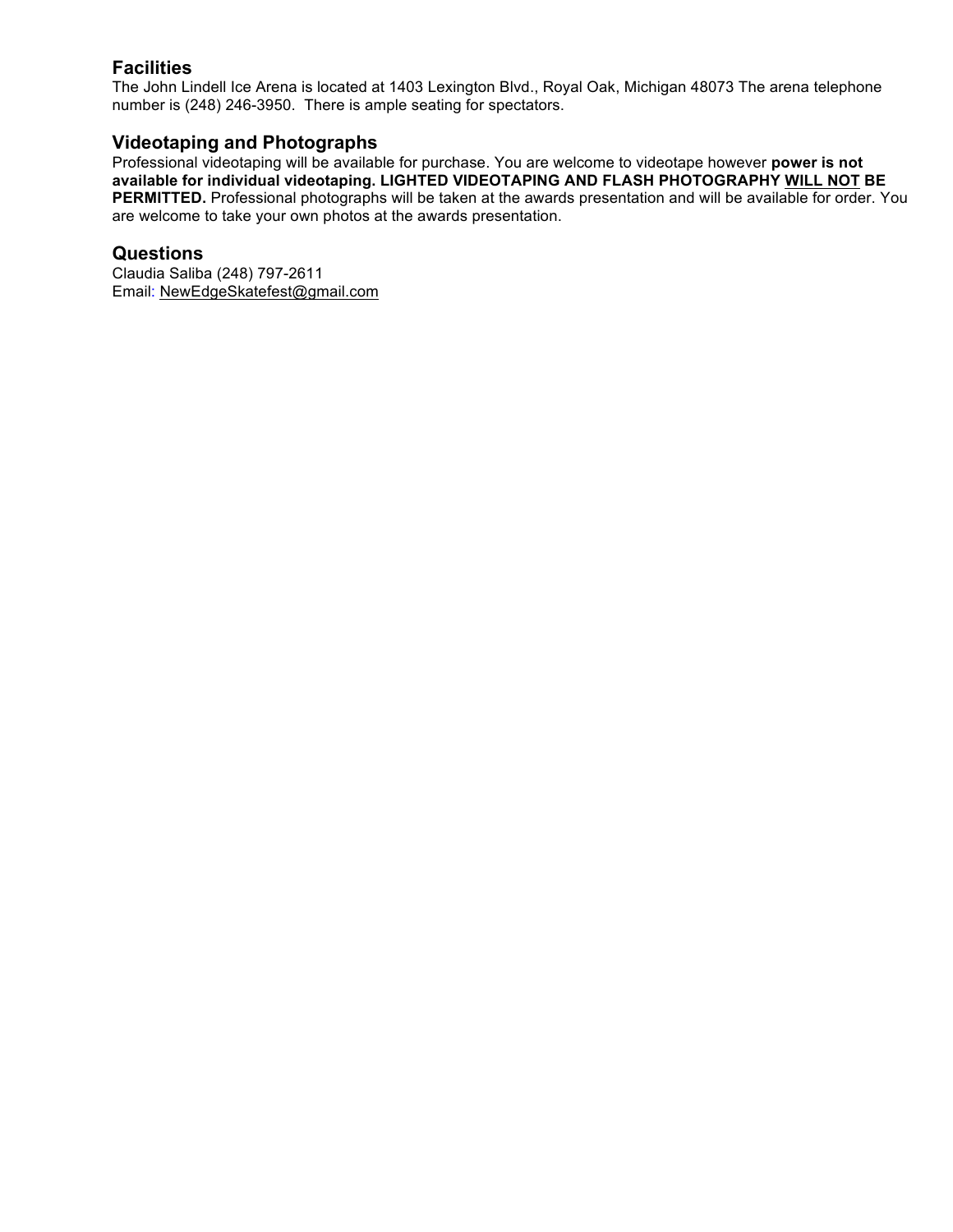## Facilities

The John Lindell Ice Arena is located at 1403 Lexington Blvd., Royal Oak, Michigan 48073 The arena telephone number is (248) 246-3950. There is ample seating for spectators.

## Videotaping and Photographs

Professional videotaping will be available for purchase. You are welcome to videotape however **power is not available for individual videotaping. LIGHTED VIDEOTAPING AND FLASH PHOTOGRAPHY <u>WILL NOT</u> BE PERMITTED.** Professional photographs will be taken at the awards presentation and will be available for order. You are welcome to take your own photos at the awards presentation.

## Questions

Claudia Saliba (248) 797-2611
Email: NewEdgeSkatefest@gmail.com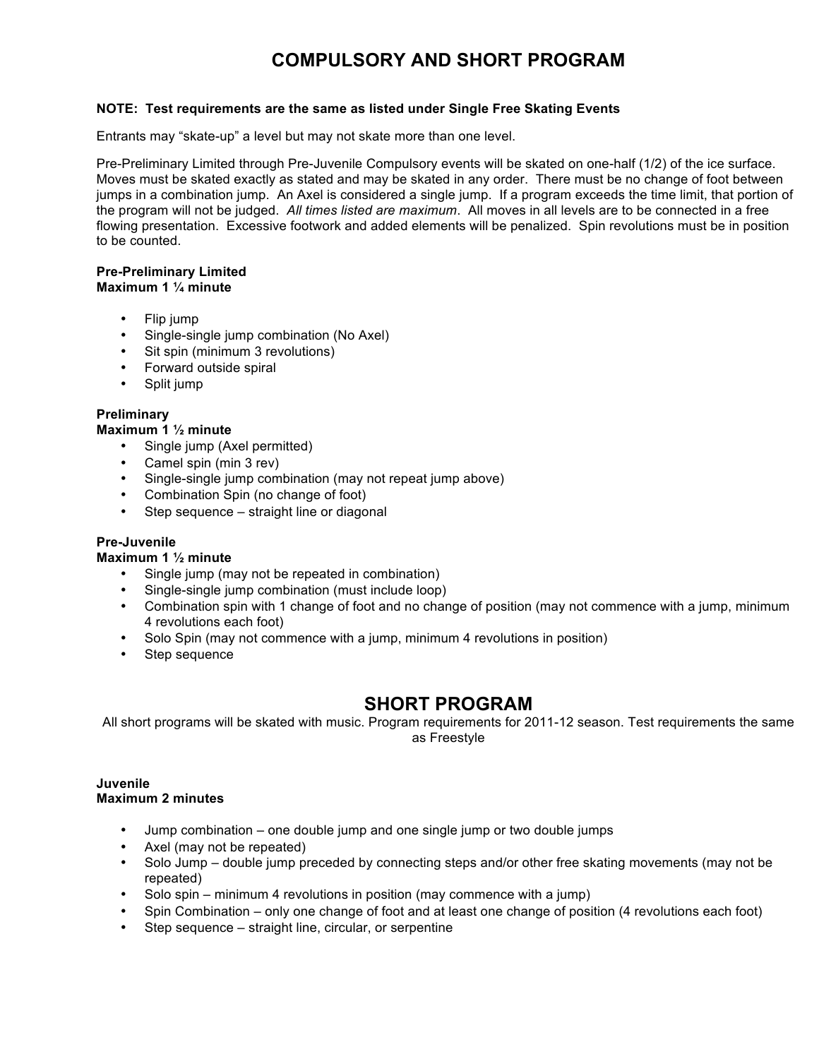# COMPULSORY AND SHORT PROGRAM

**NOTE: Test requirements are the same as listed under Single Free Skating Events**

Entrants may "skate-up" a level but may not skate more than one level.

Pre-Preliminary Limited through Pre-Juvenile Compulsory events will be skated on one-half (1/2) of the ice surface. Moves must be skated exactly as stated and may be skated in any order. There must be no change of foot between jumps in a combination jump. An Axel is considered a single jump. If a program exceeds the time limit, that portion of the program will not be judged. *All times listed are maximum*. All moves in all levels are to be connected in a free flowing presentation. Excessive footwork and added elements will be penalized. Spin revolutions must be in position to be counted.

**Pre-Preliminary Limited**
**Maximum 1 ¼ minute**

- Flip jump
- Single-single jump combination (No Axel)
- Sit spin (minimum 3 revolutions)
- Forward outside spiral
- Split jump

**Preliminary**
**Maximum 1 ½ minute**

- Single jump (Axel permitted)
- Camel spin (min 3 rev)
- Single-single jump combination (may not repeat jump above)
- Combination Spin (no change of foot)
- Step sequence – straight line or diagonal

**Pre-Juvenile**
**Maximum 1 ½ minute**

- Single jump (may not be repeated in combination)
- Single-single jump combination (must include loop)
- Combination spin with 1 change of foot and no change of position (may not commence with a jump, minimum 4 revolutions each foot)
- Solo Spin (may not commence with a jump, minimum 4 revolutions in position)
- Step sequence

## SHORT PROGRAM

All short programs will be skated with music. Program requirements for 2011-12 season. Test requirements the same as Freestyle

**Juvenile**
**Maximum 2 minutes**

- Jump combination – one double jump and one single jump or two double jumps
- Axel (may not be repeated)
- Solo Jump – double jump preceded by connecting steps and/or other free skating movements (may not be repeated)
- Solo spin – minimum 4 revolutions in position (may commence with a jump)
- Spin Combination – only one change of foot and at least one change of position (4 revolutions each foot)
- Step sequence – straight line, circular, or serpentine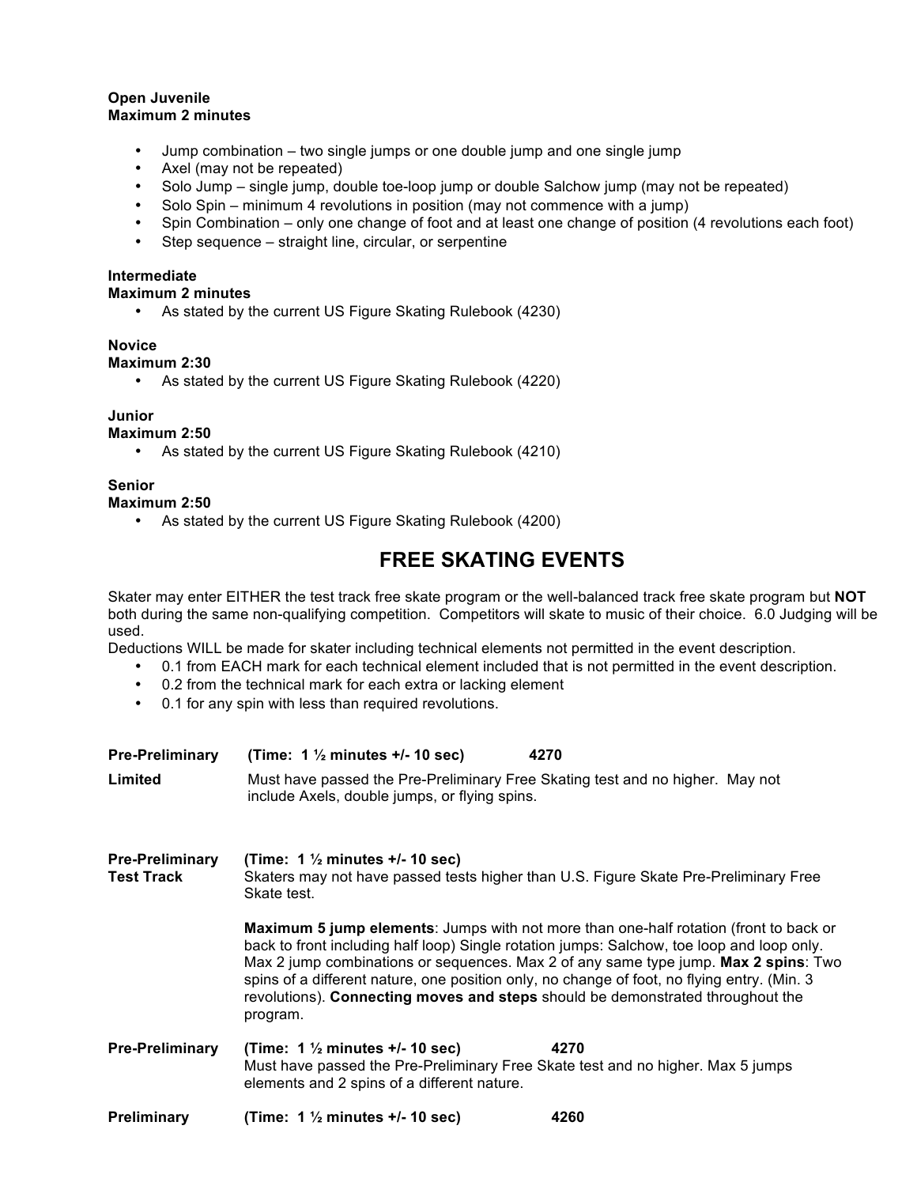**Open Juvenile**
**Maximum 2 minutes**

- Jump combination – two single jumps or one double jump and one single jump
- Axel (may not be repeated)
- Solo Jump – single jump, double toe-loop jump or double Salchow jump (may not be repeated)
- Solo Spin – minimum 4 revolutions in position (may not commence with a jump)
- Spin Combination – only one change of foot and at least one change of position (4 revolutions each foot)
- Step sequence – straight line, circular, or serpentine

**Intermediate**
**Maximum 2 minutes**

- As stated by the current US Figure Skating Rulebook (4230)

**Novice**
**Maximum 2:30**

- As stated by the current US Figure Skating Rulebook (4220)

**Junior**
**Maximum 2:50**

- As stated by the current US Figure Skating Rulebook (4210)

**Senior**
**Maximum 2:50**

- As stated by the current US Figure Skating Rulebook (4200)

## FREE SKATING EVENTS

Skater may enter EITHER the test track free skate program or the well-balanced track free skate program but **NOT** both during the same non-qualifying competition. Competitors will skate to music of their choice. 6.0 Judging will be used.

Deductions WILL be made for skater including technical elements not permitted in the event description.

- 0.1 from EACH mark for each technical element included that is not permitted in the event description.
- 0.2 from the technical mark for each extra or lacking element
- 0.1 for any spin with less than required revolutions.

**Pre-Preliminary Limited** — **(Time: 1 ½ minutes +/- 10 sec)** **4270**

Must have passed the Pre-Preliminary Free Skating test and no higher. May not include Axels, double jumps, or flying spins.

**Pre-Preliminary Test Track** — **(Time: 1 ½ minutes +/- 10 sec)**

Skaters may not have passed tests higher than U.S. Figure Skate Pre-Preliminary Free Skate test.

**Maximum 5 jump elements**: Jumps with not more than one-half rotation (front to back or back to front including half loop) Single rotation jumps: Salchow, toe loop and loop only. Max 2 jump combinations or sequences. Max 2 of any same type jump. **Max 2 spins**: Two spins of a different nature, one position only, no change of foot, no flying entry. (Min. 3 revolutions). **Connecting moves and steps** should be demonstrated throughout the program.

**Pre-Preliminary** — **(Time: 1 ½ minutes +/- 10 sec)** **4270**

Must have passed the Pre-Preliminary Free Skate test and no higher. Max 5 jumps elements and 2 spins of a different nature.

**Preliminary** — **(Time: 1 ½ minutes +/- 10 sec)** **4260**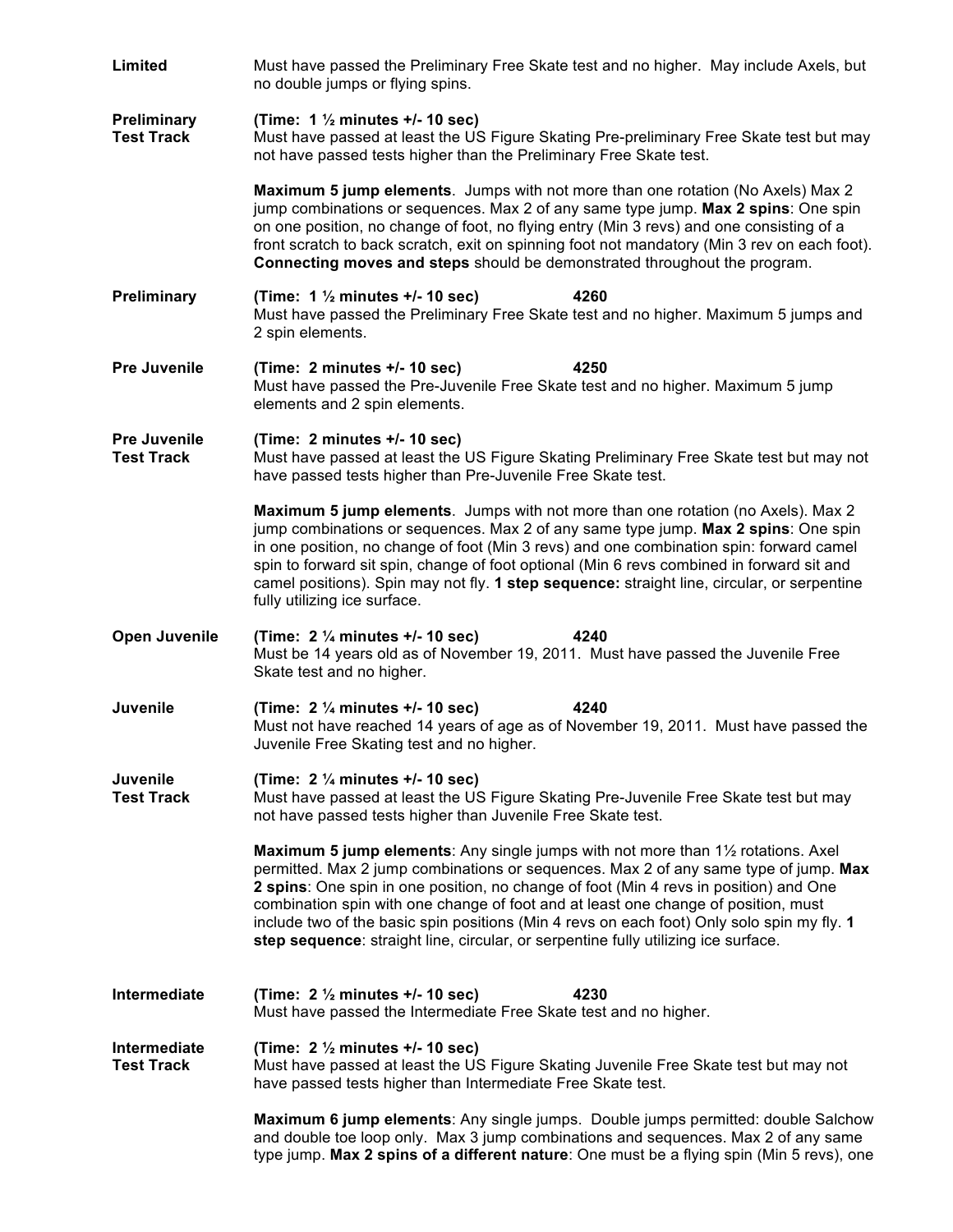**Limited** — Must have passed the Preliminary Free Skate test and no higher. May include Axels, but no double jumps or flying spins.

**Preliminary Test Track** — **(Time: 1 ½ minutes +/- 10 sec)**
Must have passed at least the US Figure Skating Pre-preliminary Free Skate test but may not have passed tests higher than the Preliminary Free Skate test.

**Maximum 5 jump elements**. Jumps with not more than one rotation (No Axels) Max 2 jump combinations or sequences. Max 2 of any same type jump. **Max 2 spins**: One spin on one position, no change of foot, no flying entry (Min 3 revs) and one consisting of a front scratch to back scratch, exit on spinning foot not mandatory (Min 3 rev on each foot). **Connecting moves and steps** should be demonstrated throughout the program.

**Preliminary** — **(Time: 1 ½ minutes +/- 10 sec)** **4260**
Must have passed the Preliminary Free Skate test and no higher. Maximum 5 jumps and 2 spin elements.

**Pre Juvenile** — **(Time: 2 minutes +/- 10 sec)** **4250**
Must have passed the Pre-Juvenile Free Skate test and no higher. Maximum 5 jump elements and 2 spin elements.

**Pre Juvenile Test Track** — **(Time: 2 minutes +/- 10 sec)**
Must have passed at least the US Figure Skating Preliminary Free Skate test but may not have passed tests higher than Pre-Juvenile Free Skate test.

**Maximum 5 jump elements**. Jumps with not more than one rotation (no Axels). Max 2 jump combinations or sequences. Max 2 of any same type jump. **Max 2 spins**: One spin in one position, no change of foot (Min 3 revs) and one combination spin: forward camel spin to forward sit spin, change of foot optional (Min 6 revs combined in forward sit and camel positions). Spin may not fly. **1 step sequence:** straight line, circular, or serpentine fully utilizing ice surface.

**Open Juvenile** — **(Time: 2 ¼ minutes +/- 10 sec)** **4240**
Must be 14 years old as of November 19, 2011. Must have passed the Juvenile Free Skate test and no higher.

**Juvenile** — **(Time: 2 ¼ minutes +/- 10 sec)** **4240**
Must not have reached 14 years of age as of November 19, 2011. Must have passed the Juvenile Free Skating test and no higher.

**Juvenile Test Track** — **(Time: 2 ¼ minutes +/- 10 sec)**
Must have passed at least the US Figure Skating Pre-Juvenile Free Skate test but may not have passed tests higher than Juvenile Free Skate test.

**Maximum 5 jump elements**: Any single jumps with not more than 1½ rotations. Axel permitted. Max 2 jump combinations or sequences. Max 2 of any same type of jump. **Max 2 spins**: One spin in one position, no change of foot (Min 4 revs in position) and One combination spin with one change of foot and at least one change of position, must include two of the basic spin positions (Min 4 revs on each foot) Only solo spin my fly. **1 step sequence**: straight line, circular, or serpentine fully utilizing ice surface.

**Intermediate** — **(Time: 2 ½ minutes +/- 10 sec)** **4230**
Must have passed the Intermediate Free Skate test and no higher.

**Intermediate Test Track** — **(Time: 2 ½ minutes +/- 10 sec)**
Must have passed at least the US Figure Skating Juvenile Free Skate test but may not have passed tests higher than Intermediate Free Skate test.

**Maximum 6 jump elements**: Any single jumps. Double jumps permitted: double Salchow and double toe loop only. Max 3 jump combinations and sequences. Max 2 of any same type jump. **Max 2 spins of a different nature**: One must be a flying spin (Min 5 revs), one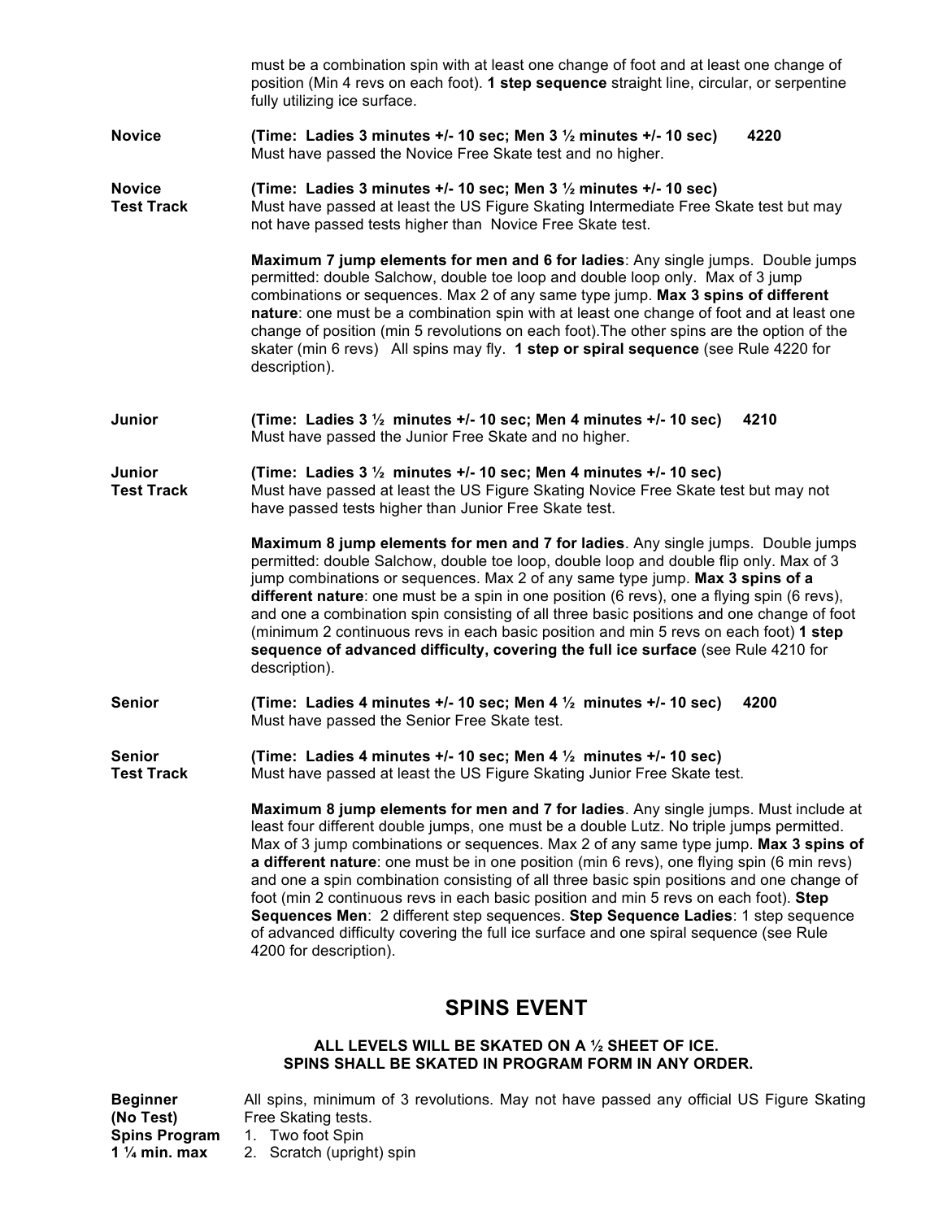must be a combination spin with at least one change of foot and at least one change of position (Min 4 revs on each foot). **1 step sequence** straight line, circular, or serpentine fully utilizing ice surface.

**Novice** — **(Time: Ladies 3 minutes +/- 10 sec; Men 3 ½ minutes +/- 10 sec)** **4220**
Must have passed the Novice Free Skate test and no higher.

**Novice Test Track** — **(Time: Ladies 3 minutes +/- 10 sec; Men 3 ½ minutes +/- 10 sec)**
Must have passed at least the US Figure Skating Intermediate Free Skate test but may not have passed tests higher than Novice Free Skate test.

**Maximum 7 jump elements for men and 6 for ladies**: Any single jumps. Double jumps permitted: double Salchow, double toe loop and double loop only. Max of 3 jump combinations or sequences. Max 2 of any same type jump. **Max 3 spins of different nature**: one must be a combination spin with at least one change of foot and at least one change of position (min 5 revolutions on each foot).The other spins are the option of the skater (min 6 revs) All spins may fly. **1 step or spiral sequence** (see Rule 4220 for description).

**Junior** — **(Time: Ladies 3 ½ minutes +/- 10 sec; Men 4 minutes +/- 10 sec)** **4210**
Must have passed the Junior Free Skate and no higher.

**Junior Test Track** — **(Time: Ladies 3 ½ minutes +/- 10 sec; Men 4 minutes +/- 10 sec)**
Must have passed at least the US Figure Skating Novice Free Skate test but may not have passed tests higher than Junior Free Skate test.

**Maximum 8 jump elements for men and 7 for ladies**. Any single jumps. Double jumps permitted: double Salchow, double toe loop, double loop and double flip only. Max of 3 jump combinations or sequences. Max 2 of any same type jump. **Max 3 spins of a different nature**: one must be a spin in one position (6 revs), one a flying spin (6 revs), and one a combination spin consisting of all three basic positions and one change of foot (minimum 2 continuous revs in each basic position and min 5 revs on each foot) **1 step sequence of advanced difficulty, covering the full ice surface** (see Rule 4210 for description).

**Senior** — **(Time: Ladies 4 minutes +/- 10 sec; Men 4 ½ minutes +/- 10 sec)** **4200**
Must have passed the Senior Free Skate test.

**Senior Test Track** — **(Time: Ladies 4 minutes +/- 10 sec; Men 4 ½ minutes +/- 10 sec)**
Must have passed at least the US Figure Skating Junior Free Skate test.

**Maximum 8 jump elements for men and 7 for ladies**. Any single jumps. Must include at least four different double jumps, one must be a double Lutz. No triple jumps permitted. Max of 3 jump combinations or sequences. Max 2 of any same type jump. **Max 3 spins of a different nature**: one must be in one position (min 6 revs), one flying spin (6 min revs) and one a spin combination consisting of all three basic spin positions and one change of foot (min 2 continuous revs in each basic position and min 5 revs on each foot). **Step Sequences Men**: 2 different step sequences. **Step Sequence Ladies**: 1 step sequence of advanced difficulty covering the full ice surface and one spiral sequence (see Rule 4200 for description).

## SPINS EVENT

**ALL LEVELS WILL BE SKATED ON A ½ SHEET OF ICE.**
**SPINS SHALL BE SKATED IN PROGRAM FORM IN ANY ORDER.**

**Beginner (No Test) Spins Program 1 ¼ min. max** — All spins, minimum of 3 revolutions. May not have passed any official US Figure Skating Free Skating tests.

1. Two foot Spin
2. Scratch (upright) spin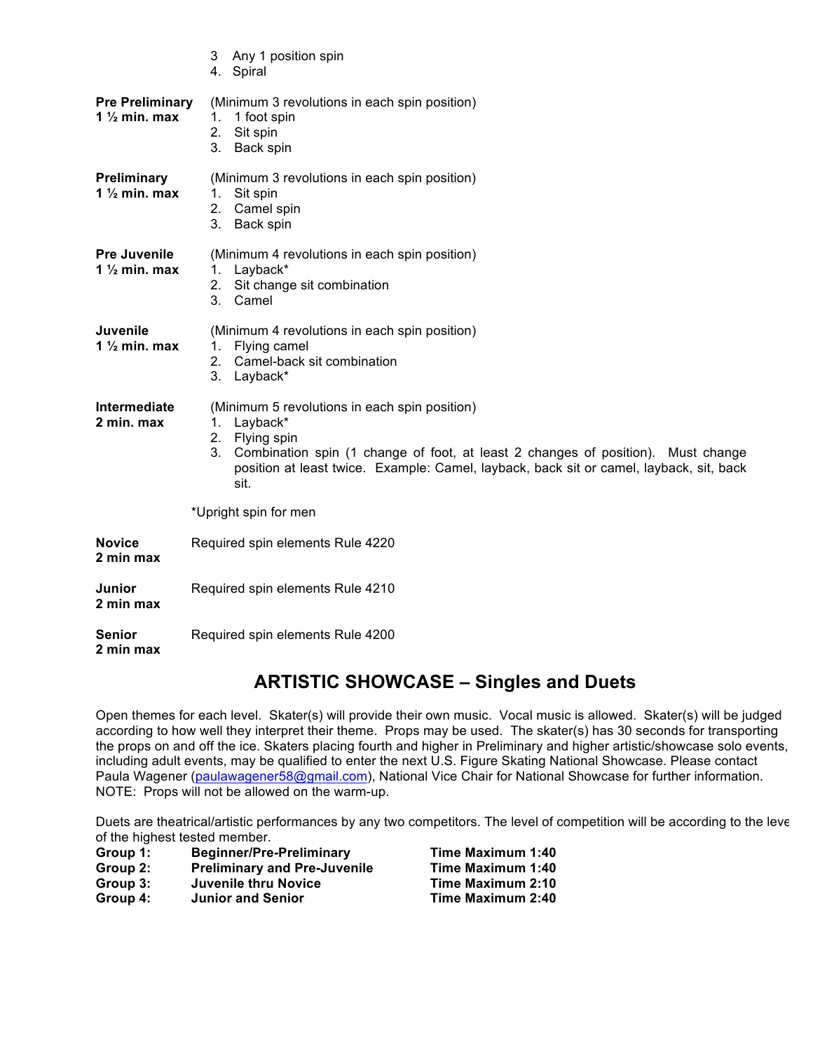3. Any 1 position spin
4. Spiral

**Pre Preliminary**
**1 ½ min. max**

(Minimum 3 revolutions in each spin position)

1. 1 foot spin
2. Sit spin
3. Back spin

**Preliminary**
**1 ½ min. max**

(Minimum 3 revolutions in each spin position)

1. Sit spin
2. Camel spin
3. Back spin

**Pre Juvenile**
**1 ½ min. max**

(Minimum 4 revolutions in each spin position)

1. Layback*
2. Sit change sit combination
3. Camel

**Juvenile**
**1 ½ min. max**

(Minimum 4 revolutions in each spin position)

1. Flying camel
2. Camel-back sit combination
3. Layback*

**Intermediate**
**2 min. max**

(Minimum 5 revolutions in each spin position)

1. Layback*
2. Flying spin
3. Combination spin (1 change of foot, at least 2 changes of position). Must change position at least twice. Example: Camel, layback, back sit or camel, layback, sit, back sit.

*Upright spin for men

**Novice**
**2 min max**

Required spin elements Rule 4220

**Junior**
**2 min max**

Required spin elements Rule 4210

**Senior**
**2 min max**

Required spin elements Rule 4200

## ARTISTIC SHOWCASE – Singles and Duets

Open themes for each level. Skater(s) will provide their own music. Vocal music is allowed. Skater(s) will be judged according to how well they interpret their theme. Props may be used. The skater(s) has 30 seconds for transporting the props on and off the ice. Skaters placing fourth and higher in Preliminary and higher artistic/showcase solo events, including adult events, may be qualified to enter the next U.S. Figure Skating National Showcase. Please contact Paula Wagener (paulawagener58@gmail.com), National Vice Chair for National Showcase for further information. NOTE: Props will not be allowed on the warm-up.

Duets are theatrical/artistic performances by any two competitors. The level of competition will be according to the level of the highest tested member.

| | | |
|---|---|---|
| **Group 1:** | **Beginner/Pre-Preliminary** | **Time Maximum 1:40** |
| **Group 2:** | **Preliminary and Pre-Juvenile** | **Time Maximum 1:40** |
| **Group 3:** | **Juvenile thru Novice** | **Time Maximum 2:10** |
| **Group 4:** | **Junior and Senior** | **Time Maximum 2:40** |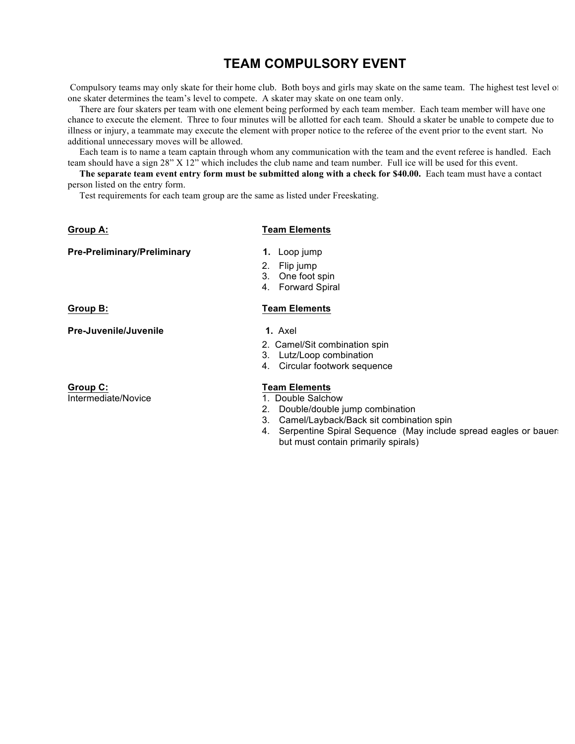# TEAM COMPULSORY EVENT

Compulsory teams may only skate for their home club. Both boys and girls may skate on the same team. The highest test level of one skater determines the team's level to compete. A skater may skate on one team only.

There are four skaters per team with one element being performed by each team member. Each team member will have one chance to execute the element. Three to four minutes will be allotted for each team. Should a skater be unable to compete due to illness or injury, a teammate may execute the element with proper notice to the referee of the event prior to the event start. No additional unnecessary moves will be allowed.

Each team is to name a team captain through whom any communication with the team and the event referee is handled. Each team should have a sign 28" X 12" which includes the club name and team number. Full ice will be used for this event.

**The separate team event entry form must be submitted along with a check for $40.00.** Each team must have a contact person listed on the entry form.

Test requirements for each team group are the same as listed under Freeskating.

| **Group A:** | **Team Elements** |
|---|---|
| **Pre-Preliminary/Preliminary** | 1. Loop jump<br>2. Flip jump<br>3. One foot spin<br>4. Forward Spiral |
| **Group B:** | **Team Elements** |
| **Pre-Juvenile/Juvenile** | 1. Axel<br>2. Camel/Sit combination spin<br>3. Lutz/Loop combination<br>4. Circular footwork sequence |
| **Group C:** | **Team Elements** |
| Intermediate/Novice | 1. Double Salchow<br>2. Double/double jump combination<br>3. Camel/Layback/Back sit combination spin<br>4. Serpentine Spiral Sequence (May include spread eagles or bauers but must contain primarily spirals) |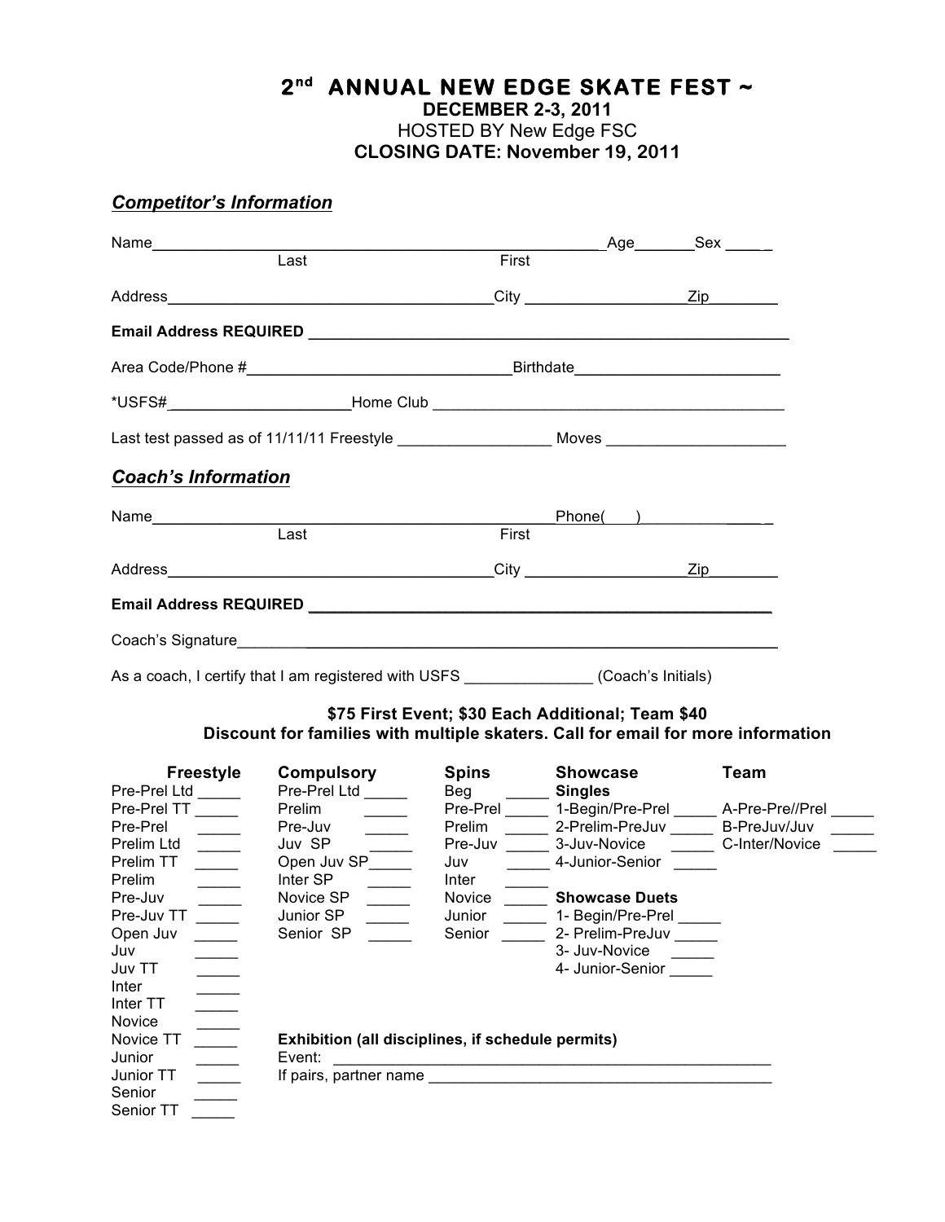# 2nd ANNUAL NEW EDGE SKATE FEST ~

**DECEMBER 2-3, 2011**

HOSTED BY New Edge FSC

**CLOSING DATE: November 19, 2011**

## ***Competitor's Information***

Name_______________________________________________ Age_______Sex _____
Last First

Address______________________________________City __________________Zip________

**Email Address REQUIRED** ______________________________________________________

Area Code/Phone #_____________________________Birthdate______________________

*USFS#_____________________Home Club _________________________________________

Last test passed as of 11/11/11 Freestyle _________________ Moves ____________________

## ***Coach's Information***

Name_______________________________________________ Phone(___)________________
Last First

Address______________________________________City __________________Zip________

**Email Address REQUIRED** ____________________________________________________

Coach's Signature______________________________________________________________

As a coach, I certify that I am registered with USFS ______________ (Coach's Initials)

**$75 First Event; $30 Each Additional; Team $40**

**Discount for families with multiple skaters. Call for email for more information**

| **Freestyle** | **Compulsory** | **Spins** | **Showcase** | **Team** |
|---|---|---|---|---|
| Pre-Prel Ltd _____ | Pre-Prel Ltd _____ | Beg _____ | **Singles** | |
| Pre-Prel TT _____ | Prelim _____ | Pre-Prel _____ | 1-Begin/Pre-Prel _____ | A-Pre-Pre//Prel _____ |
| Pre-Prel _____ | Pre-Juv _____ | Prelim _____ | 2-Prelim-PreJuv _____ | B-PreJuv/Juv _____ |
| Prelim Ltd _____ | Juv SP _____ | Pre-Juv _____ | 3-Juv-Novice _____ | C-Inter/Novice _____ |
| Prelim TT _____ | Open Juv SP_____ | Juv _____ | 4-Junior-Senior _____ | |
| Prelim _____ | Inter SP _____ | Inter _____ | | |
| Pre-Juv _____ | Novice SP _____ | Novice _____ | **Showcase Duets** | |
| Pre-Juv TT _____ | Junior SP _____ | Junior _____ | 1- Begin/Pre-Prel _____ | |
| Open Juv _____ | Senior SP _____ | Senior _____ | 2- Prelim-PreJuv _____ | |
| Juv _____ | | | 3- Juv-Novice _____ | |
| Juv TT _____ | | | 4- Junior-Senior _____ | |
| Inter _____ | | | | |
| Inter TT _____ | | | | |
| Novice _____ | | | | |
| Novice TT _____ | | | | |
| Junior _____ | | | | |
| Junior TT _____ | | | | |
| Senior _____ | | | | |
| Senior TT _____ | | | | |

**Exhibition (all disciplines, if schedule permits)**

Event: ____________________________________________________

If pairs, partner name ________________________________________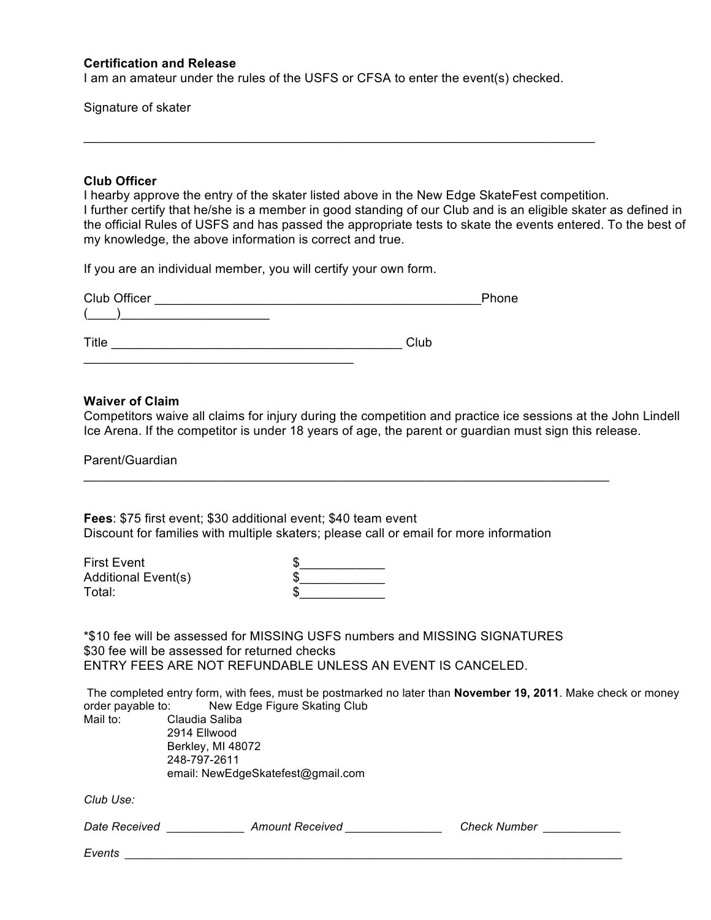**Certification and Release**
I am an amateur under the rules of the USFS or CFSA to enter the event(s) checked.

Signature of skater

___________________________________________________________________________

**Club Officer**
I hearby approve the entry of the skater listed above in the New Edge SkateFest competition.
I further certify that he/she is a member in good standing of our Club and is an eligible skater as defined in the official Rules of USFS and has passed the appropriate tests to skate the events entered. To the best of my knowledge, the above information is correct and true.

If you are an individual member, you will certify your own form.

Club Officer ________________________________________________Phone (____)_____________________

Title ___________________________________________ Club ________________________________________

**Waiver of Claim**
Competitors waive all claims for injury during the competition and practice ice sessions at the John Lindell Ice Arena. If the competitor is under 18 years of age, the parent or guardian must sign this release.

Parent/Guardian
_____________________________________________________________________________

**Fees**: $75 first event; $30 additional event; $40 team event
Discount for families with multiple skaters; please call or email for more information

First Event $____________
Additional Event(s) $____________
Total: $____________

*$10 fee will be assessed for MISSING USFS numbers and MISSING SIGNATURES
$30 fee will be assessed for returned checks
ENTRY FEES ARE NOT REFUNDABLE UNLESS AN EVENT IS CANCELED.

The completed entry form, with fees, must be postmarked no later than **November 19, 2011**. Make check or money order payable to: New Edge Figure Skating Club
Mail to: Claudia Saliba
2914 Ellwood
Berkley, MI 48072
248-797-2611
email: NewEdgeSkatefest@gmail.com

*Club Use:*

*Date Received* ____________ *Amount Received* _______________ *Check Number* ____________

*Events* _________________________________________________________________________________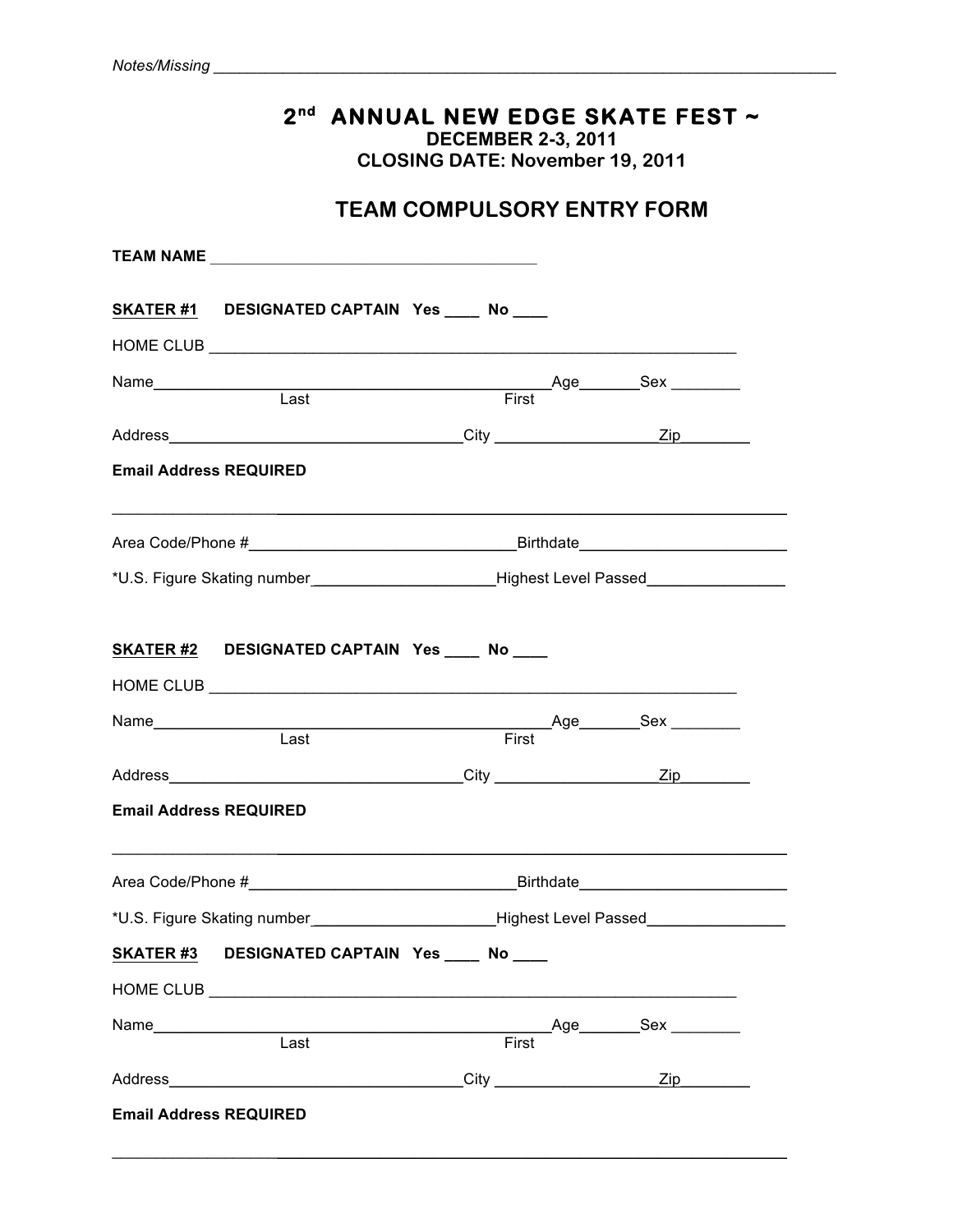Notes/Missing ______________________________________________________________________________

# 2nd ANNUAL NEW EDGE SKATE FEST ~

**DECEMBER 2-3, 2011**

**CLOSING DATE: November 19, 2011**

## TEAM COMPULSORY ENTRY FORM

**TEAM NAME** ________________________________________

**SKATER #1** **DESIGNATED CAPTAIN Yes ____ No ____**

HOME CLUB ________________________________________________________________

Name________________________________________________Age_______Sex ________
Last First

Address__________________________________City ___________________Zip________

**Email Address REQUIRED**

________________________________________________________________________________

Area Code/Phone #_______________________________Birthdate________________________

*U.S. Figure Skating number_____________________Highest Level Passed________________

**SKATER #2** **DESIGNATED CAPTAIN Yes ____ No ____**

HOME CLUB ________________________________________________________________

Name________________________________________________Age_______Sex ________
Last First

Address__________________________________City ___________________Zip________

**Email Address REQUIRED**

________________________________________________________________________________

Area Code/Phone #_______________________________Birthdate________________________

*U.S. Figure Skating number_____________________Highest Level Passed________________

**SKATER #3** **DESIGNATED CAPTAIN Yes ____ No ____**

HOME CLUB ________________________________________________________________

Name________________________________________________Age_______Sex ________
Last First

Address__________________________________City ___________________Zip________

**Email Address REQUIRED**

________________________________________________________________________________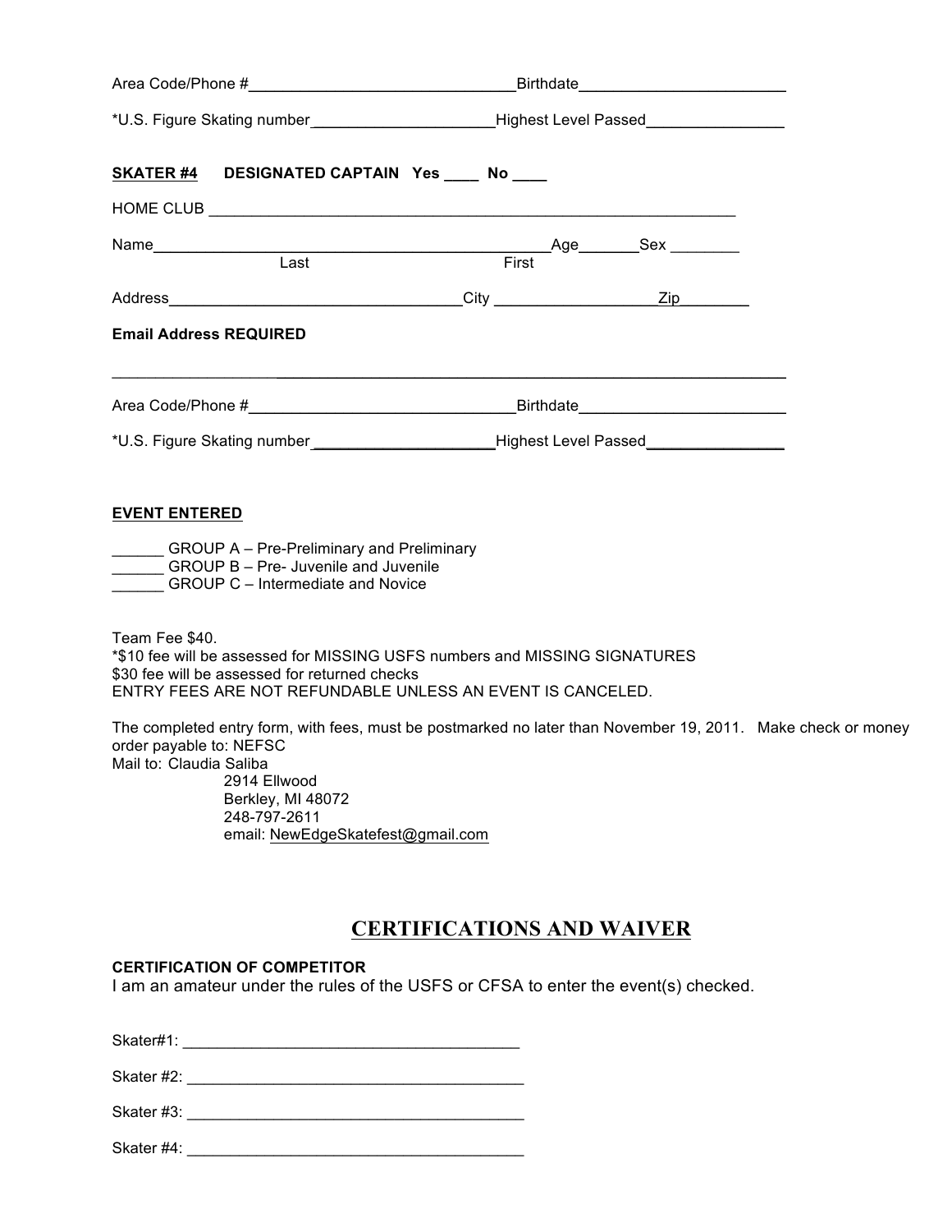Area Code/Phone #________________________________Birthdate_________________________

*U.S. Figure Skating number______________________Highest Level Passed________________

**SKATER #4    DESIGNATED CAPTAIN   Yes ____  No ____**

HOME CLUB ________________________________________________________________

Name_________________________________________________Age_______Sex ________
Last                                                    First

Address____________________________________City ___________________Zip_________

**Email Address REQUIRED**

___________________________________________________________________________

Area Code/Phone #________________________________Birthdate_________________________

*U.S. Figure Skating number______________________Highest Level Passed________________

**EVENT ENTERED**

______ GROUP A – Pre-Preliminary and Preliminary
______ GROUP B – Pre- Juvenile and Juvenile
______ GROUP C – Intermediate and Novice

Team Fee $40.
*$10 fee will be assessed for MISSING USFS numbers and MISSING SIGNATURES
$30 fee will be assessed for returned checks
ENTRY FEES ARE NOT REFUNDABLE UNLESS AN EVENT IS CANCELED.

The completed entry form, with fees, must be postmarked no later than November 19, 2011. Make check or money order payable to: NEFSC
Mail to: Claudia Saliba
2914 Ellwood
Berkley, MI 48072
248-797-2611
email: NewEdgeSkatefest@gmail.com

# CERTIFICATIONS AND WAIVER

**CERTIFICATION OF COMPETITOR**
I am an amateur under the rules of the USFS or CFSA to enter the event(s) checked.

Skater#1: ________________________________________

Skater #2: ________________________________________

Skater #3: ________________________________________

Skater #4: ________________________________________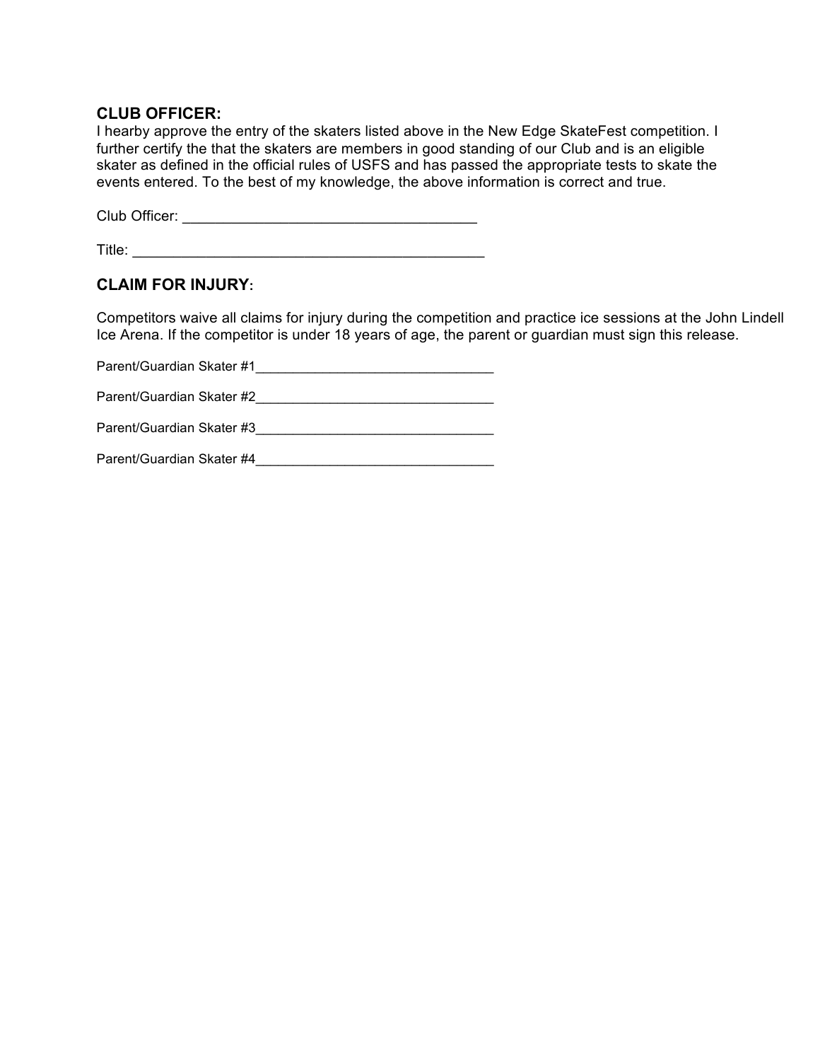## CLUB OFFICER:

I hearby approve the entry of the skaters listed above in the New Edge SkateFest competition. I further certify the that the skaters are members in good standing of our Club and is an eligible skater as defined in the official rules of USFS and has passed the appropriate tests to skate the events entered. To the best of my knowledge, the above information is correct and true.

Club Officer: ____________________________________

Title: ____________________________________________

## CLAIM FOR INJURY:

Competitors waive all claims for injury during the competition and practice ice sessions at the John Lindell Ice Arena. If the competitor is under 18 years of age, the parent or guardian must sign this release.

Parent/Guardian Skater #1________________________________

Parent/Guardian Skater #2________________________________

Parent/Guardian Skater #3________________________________

Parent/Guardian Skater #4________________________________